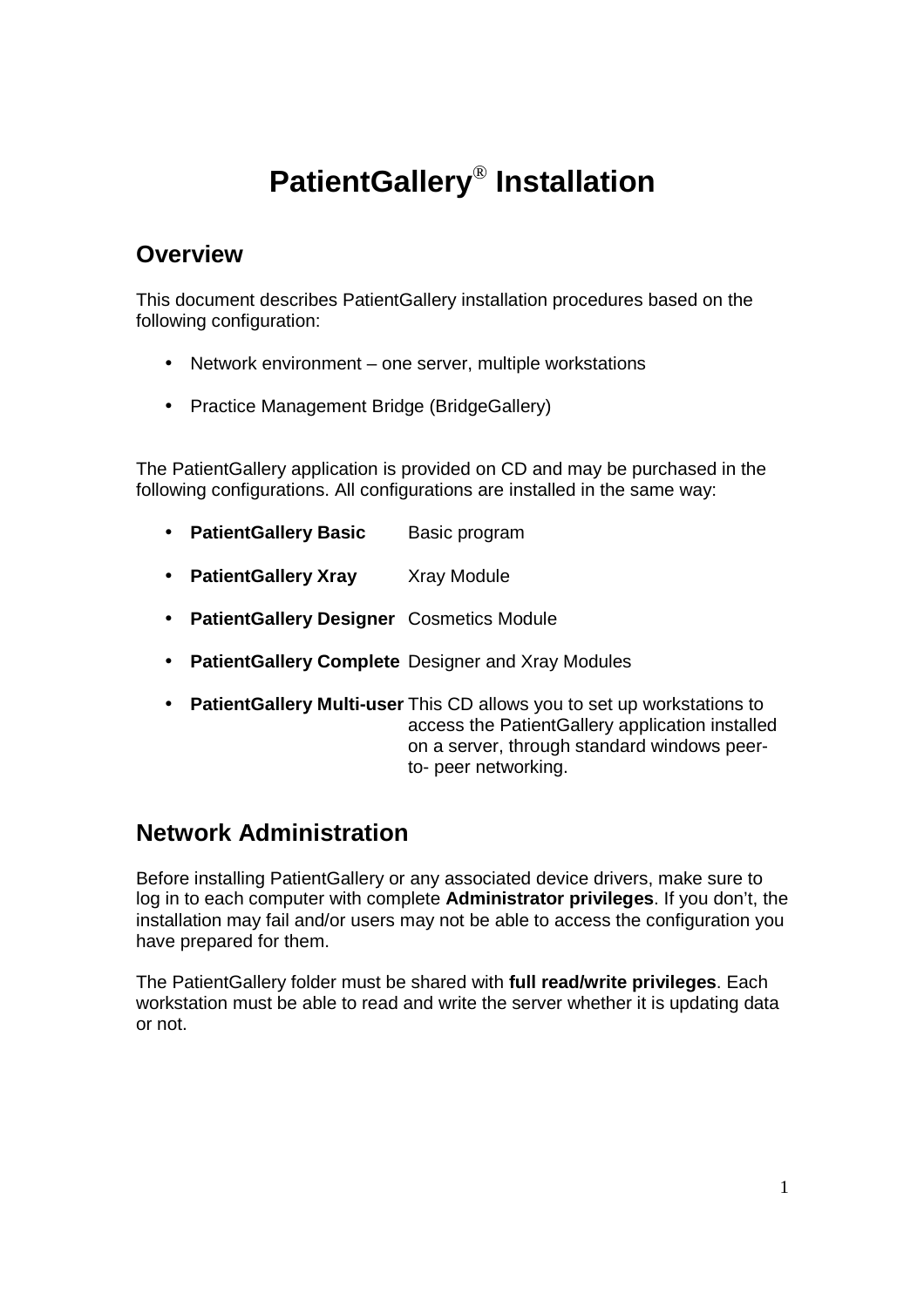# PatientGallery® Installation

## Overview

This document describes PatientGallery installation procedures based on the following configuration:

- Network environment – one server, multiple workstations
- Practice Management Bridge (BridgeGallery)

The PatientGallery application is provided on CD and may be purchased in the following configurations. All configurations are installed in the same way:

- **PatientGallery Basic** Basic program
- **PatientGallery Xray** Xray Module
- **PatientGallery Designer** Cosmetics Module
- **PatientGallery Complete** Designer and Xray Modules
- **PatientGallery Multi-user** This CD allows you to set up workstations to access the PatientGallery application installed on a server, through standard windows peer-to- peer networking.

## Network Administration

Before installing PatientGallery or any associated device drivers, make sure to log in to each computer with complete **Administrator privileges**. If you don't, the installation may fail and/or users may not be able to access the configuration you have prepared for them.

The PatientGallery folder must be shared with **full read/write privileges**. Each workstation must be able to read and write the server whether it is updating data or not.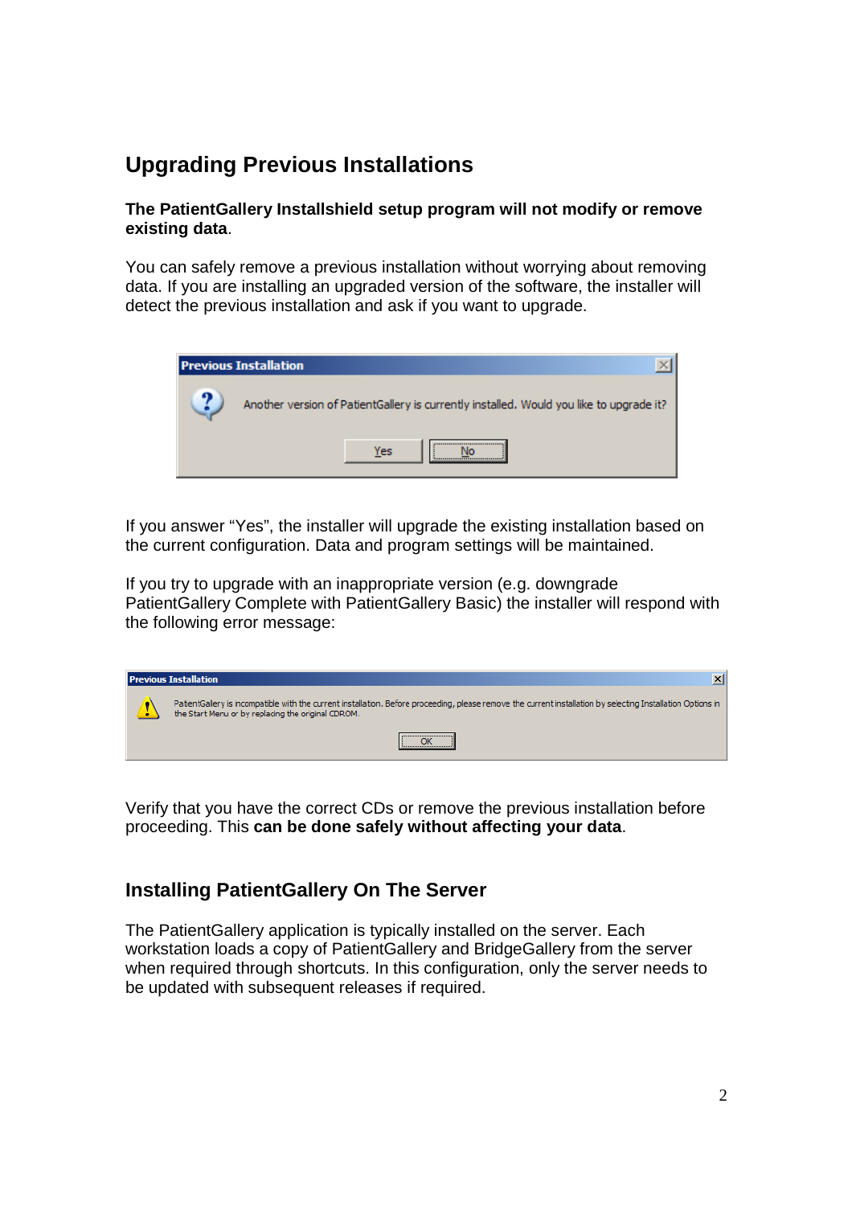## Upgrading Previous Installations

**The PatientGallery Installshield setup program will not modify or remove existing data**.

You can safely remove a previous installation without worrying about removing data. If you are installing an upgraded version of the software, the installer will detect the previous installation and ask if you want to upgrade.

If you answer "Yes", the installer will upgrade the existing installation based on the current configuration. Data and program settings will be maintained.

If you try to upgrade with an inappropriate version (e.g. downgrade PatientGallery Complete with PatientGallery Basic) the installer will respond with the following error message:

Verify that you have the correct CDs or remove the previous installation before proceeding. This **can be done safely without affecting your data**.

## Installing PatientGallery On The Server

The PatientGallery application is typically installed on the server. Each workstation loads a copy of PatientGallery and BridgeGallery from the server when required through shortcuts. In this configuration, only the server needs to be updated with subsequent releases if required.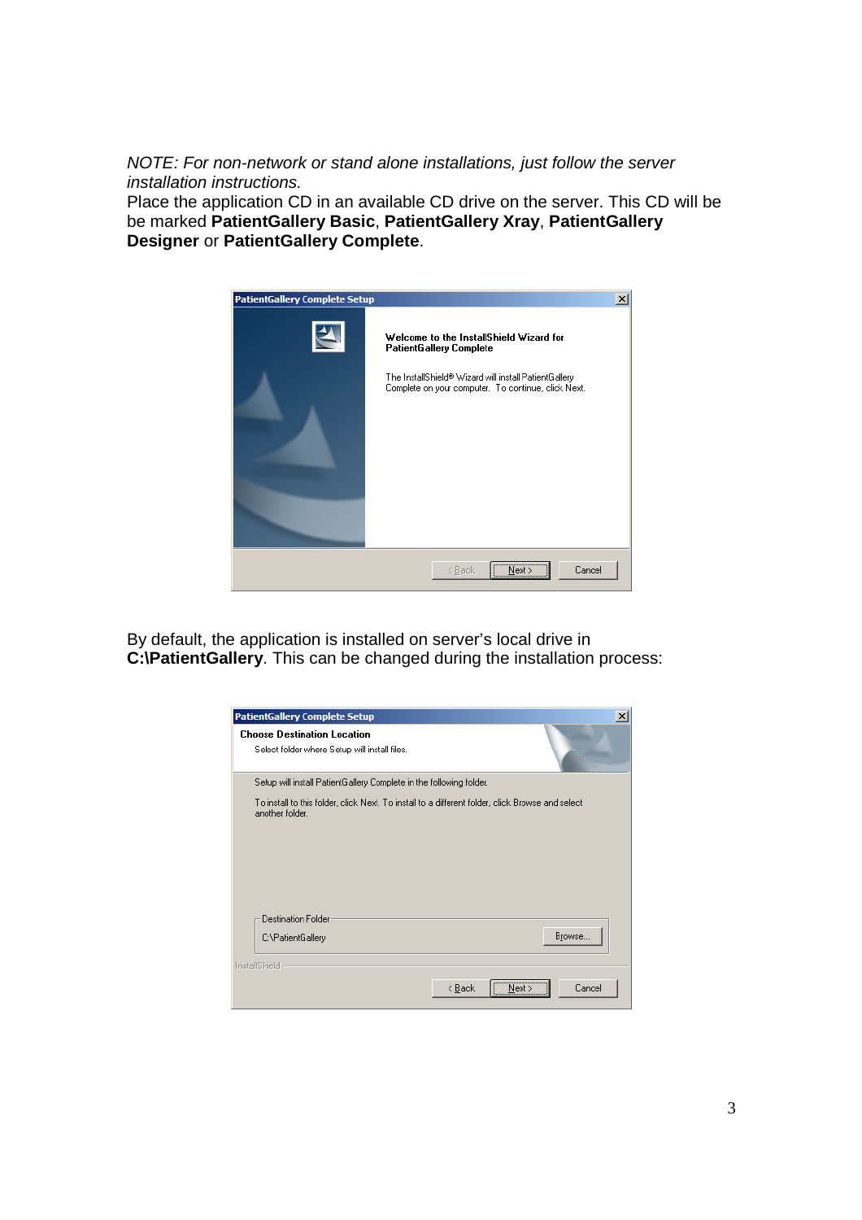*NOTE: For non-network or stand alone installations, just follow the server installation instructions.*

Place the application CD in an available CD drive on the server. This CD will be be marked **PatientGallery Basic**, **PatientGallery Xray**, **PatientGallery Designer** or **PatientGallery Complete**.

By default, the application is installed on server's local drive in **C:\PatientGallery**. This can be changed during the installation process: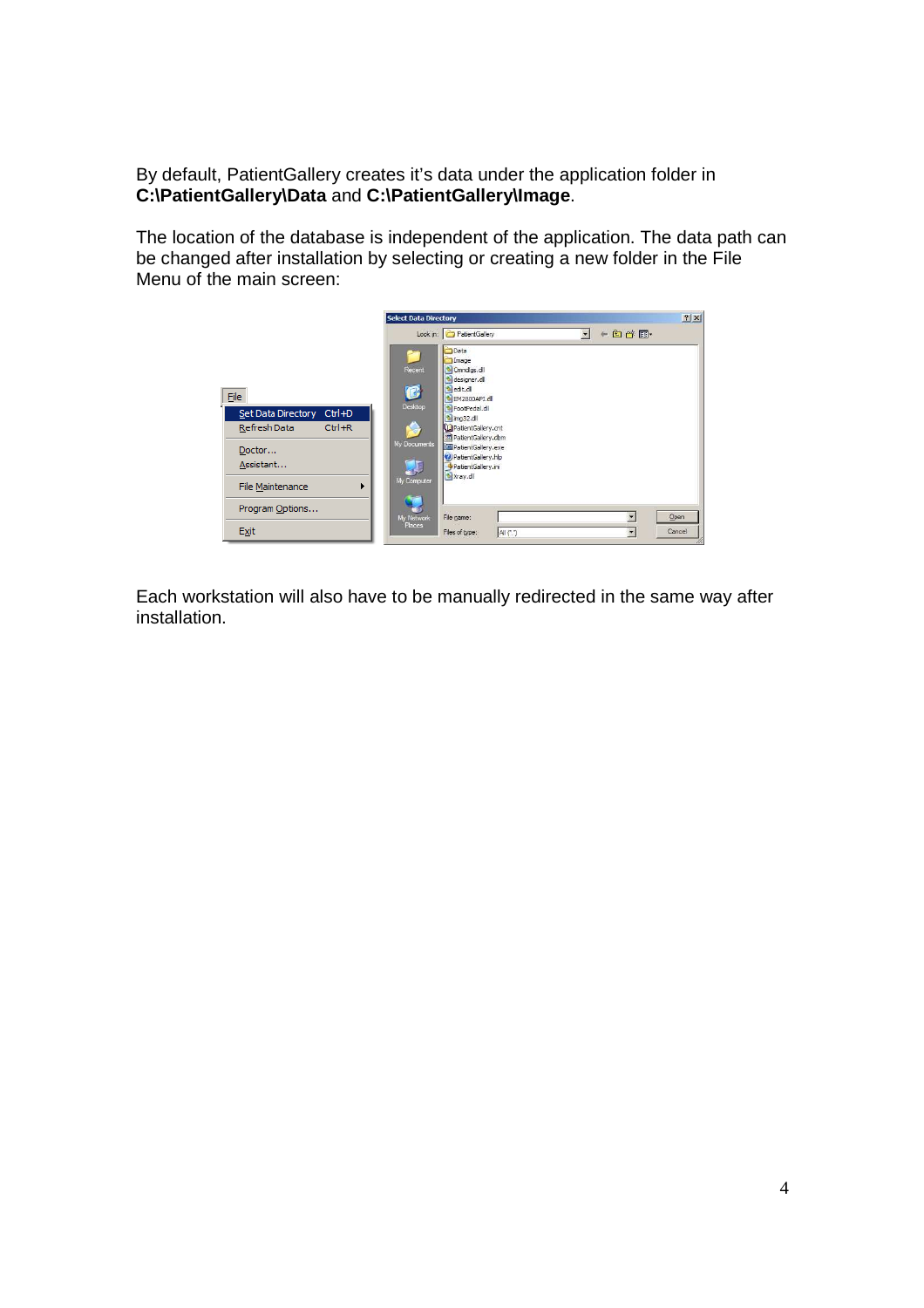By default, PatientGallery creates it's data under the application folder in **C:\PatientGallery\Data** and **C:\PatientGallery\Image**.

The location of the database is independent of the application. The data path can be changed after installation by selecting or creating a new folder in the File Menu of the main screen:

Each workstation will also have to be manually redirected in the same way after installation.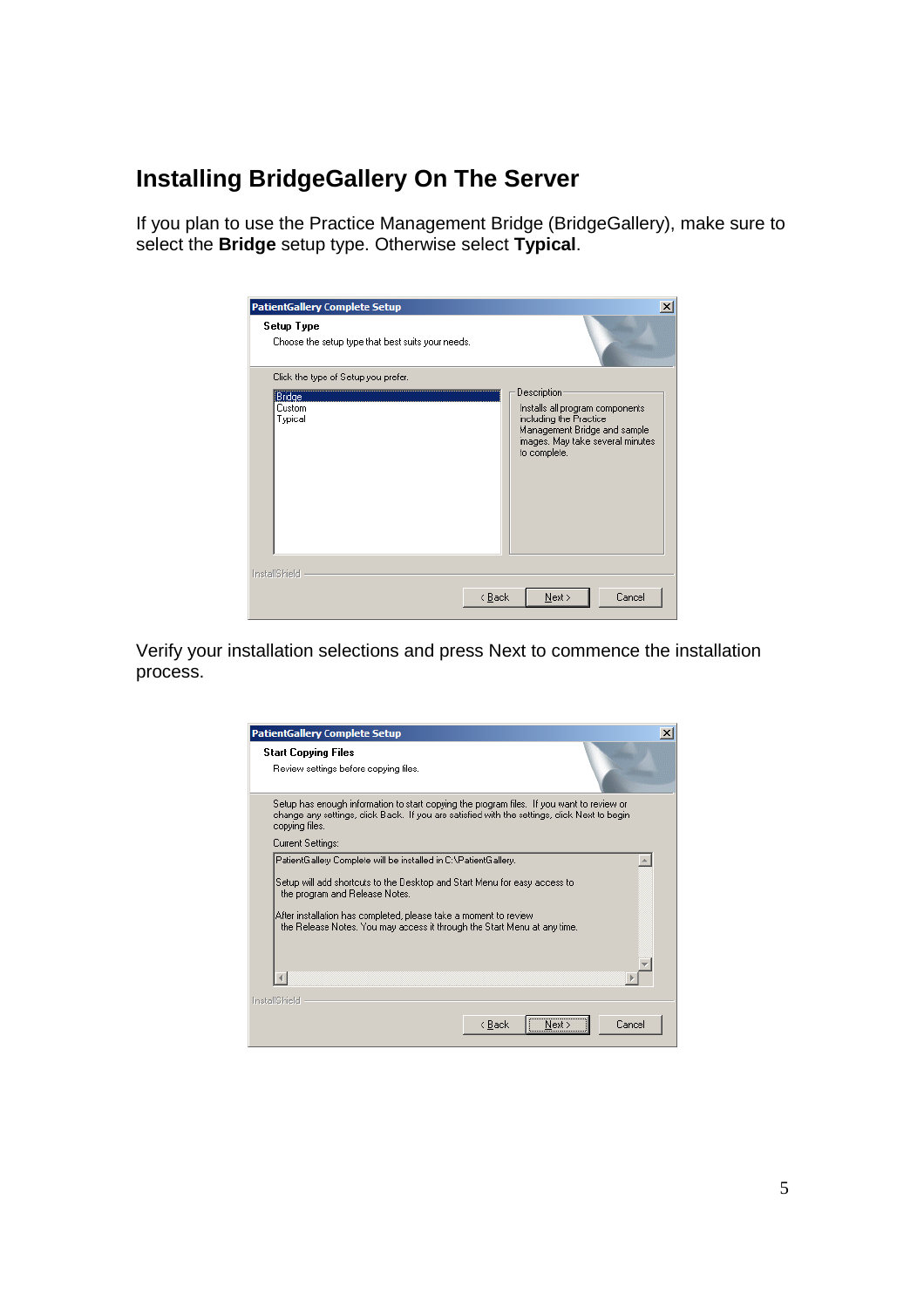## Installing BridgeGallery On The Server

If you plan to use the Practice Management Bridge (BridgeGallery), make sure to select the **Bridge** setup type. Otherwise select **Typical**.

Verify your installation selections and press Next to commence the installation process.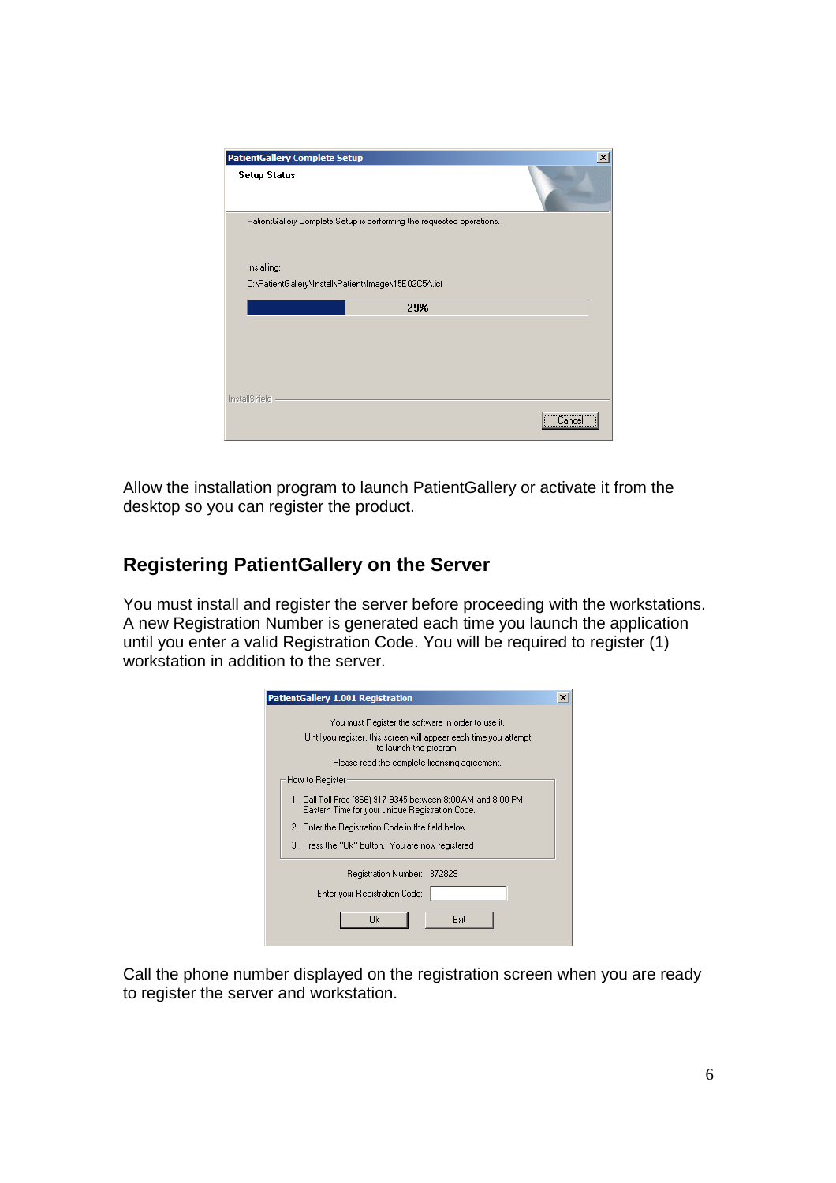Allow the installation program to launch PatientGallery or activate it from the desktop so you can register the product.

## Registering PatientGallery on the Server

You must install and register the server before proceeding with the workstations. A new Registration Number is generated each time you launch the application until you enter a valid Registration Code. You will be required to register (1) workstation in addition to the server.

Call the phone number displayed on the registration screen when you are ready to register the server and workstation.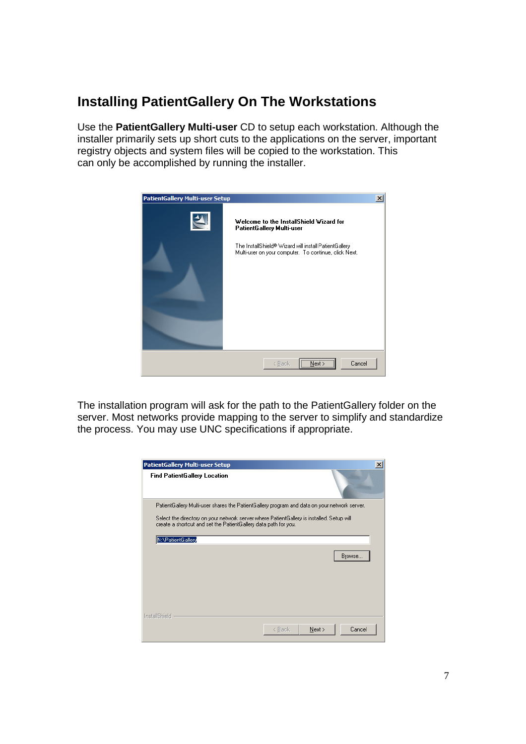## Installing PatientGallery On The Workstations

Use the **PatientGallery Multi-user** CD to setup each workstation. Although the installer primarily sets up short cuts to the applications on the server, important registry objects and system files will be copied to the workstation. This can only be accomplished by running the installer.

The installation program will ask for the path to the PatientGallery folder on the server. Most networks provide mapping to the server to simplify and standardize the process. You may use UNC specifications if appropriate.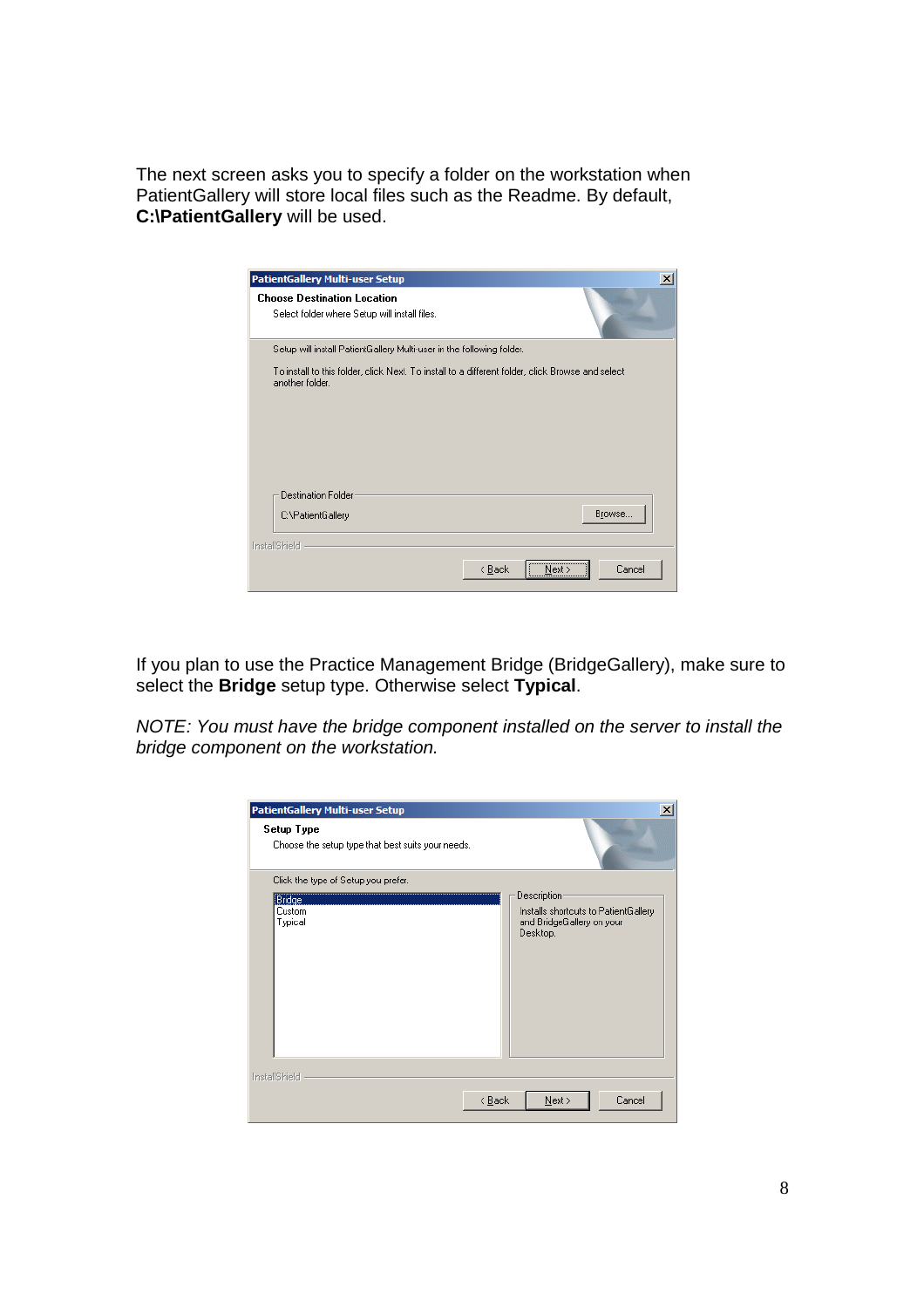The next screen asks you to specify a folder on the workstation when PatientGallery will store local files such as the Readme. By default, **C:\PatientGallery** will be used.

If you plan to use the Practice Management Bridge (BridgeGallery), make sure to select the **Bridge** setup type. Otherwise select **Typical**.

*NOTE: You must have the bridge component installed on the server to install the bridge component on the workstation.*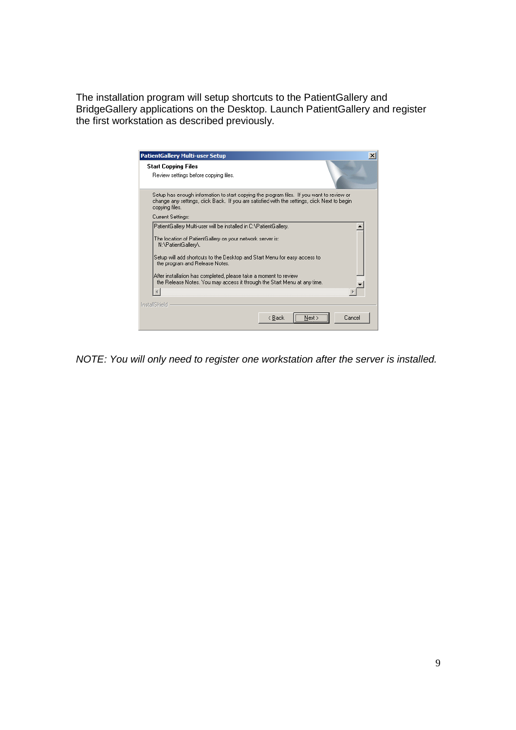The installation program will setup shortcuts to the PatientGallery and BridgeGallery applications on the Desktop. Launch PatientGallery and register the first workstation as described previously.

*NOTE: You will only need to register one workstation after the server is installed.*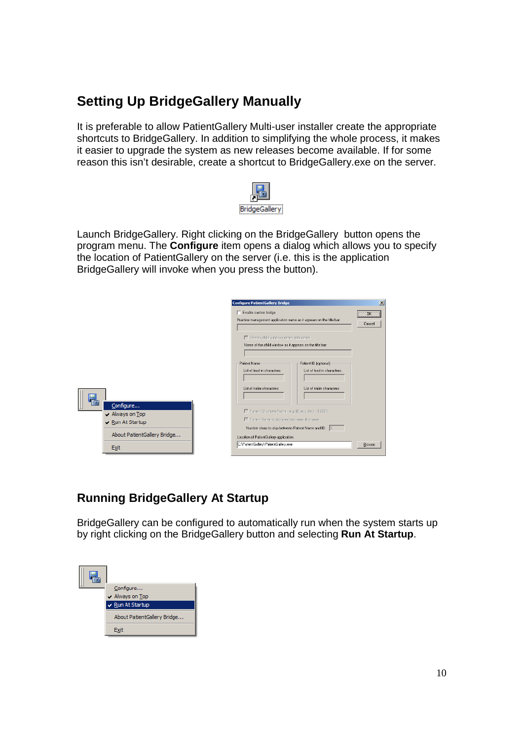## Setting Up BridgeGallery Manually

It is preferable to allow PatientGallery Multi-user installer create the appropriate shortcuts to BridgeGallery. In addition to simplifying the whole process, it makes it easier to upgrade the system as new releases become available. If for some reason this isn't desirable, create a shortcut to BridgeGallery.exe on the server.

Launch BridgeGallery. Right clicking on the BridgeGallery button opens the program menu. The **Configure** item opens a dialog which allows you to specify the location of PatientGallery on the server (i.e. this is the application BridgeGallery will invoke when you press the button).

## Running BridgeGallery At Startup

BridgeGallery can be configured to automatically run when the system starts up by right clicking on the BridgeGallery button and selecting **Run At Startup**.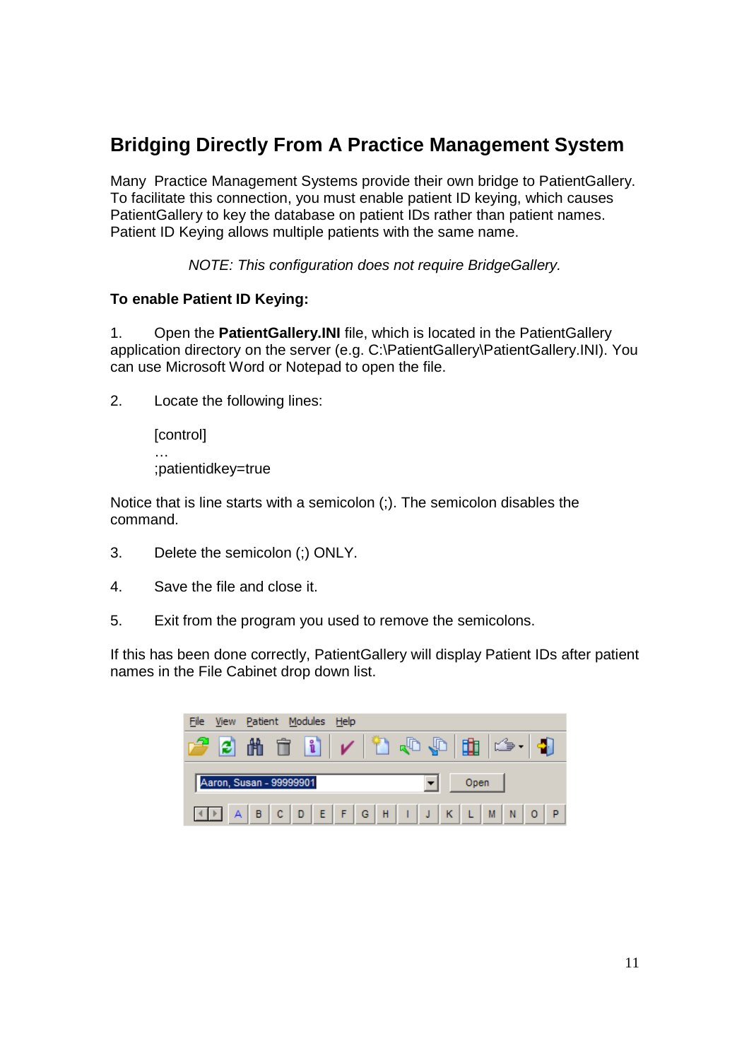## Bridging Directly From A Practice Management System

Many  Practice Management Systems provide their own bridge to PatientGallery. To facilitate this connection, you must enable patient ID keying, which causes PatientGallery to key the database on patient IDs rather than patient names. Patient ID Keying allows multiple patients with the same name.

*NOTE: This configuration does not require BridgeGallery.*

**To enable Patient ID Keying:**

1. Open the **PatientGallery.INI** file, which is located in the PatientGallery application directory on the server (e.g. C:\PatientGallery\PatientGallery.INI). You can use Microsoft Word or Notepad to open the file.

2. Locate the following lines:

   [control]
   …
   ;patientidkey=true

Notice that is line starts with a semicolon (;). The semicolon disables the command.

3. Delete the semicolon (;) ONLY.

4. Save the file and close it.

5. Exit from the program you used to remove the semicolons.

If this has been done correctly, PatientGallery will display Patient IDs after patient names in the File Cabinet drop down list.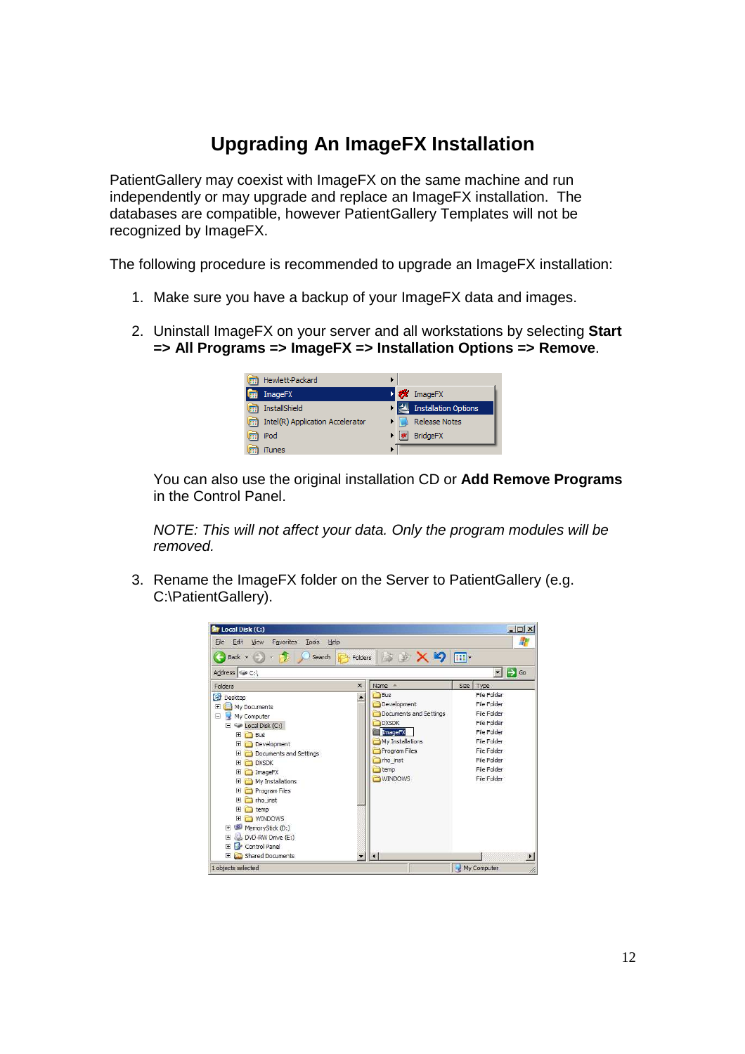# Upgrading An ImageFX Installation

PatientGallery may coexist with ImageFX on the same machine and run independently or may upgrade and replace an ImageFX installation. The databases are compatible, however PatientGallery Templates will not be recognized by ImageFX.

The following procedure is recommended to upgrade an ImageFX installation:

1. Make sure you have a backup of your ImageFX data and images.

2. Uninstall ImageFX on your server and all workstations by selecting **Start => All Programs => ImageFX => Installation Options => Remove**.

   You can also use the original installation CD or **Add Remove Programs** in the Control Panel.

   *NOTE: This will not affect your data. Only the program modules will be removed.*

3. Rename the ImageFX folder on the Server to PatientGallery (e.g. C:\PatientGallery).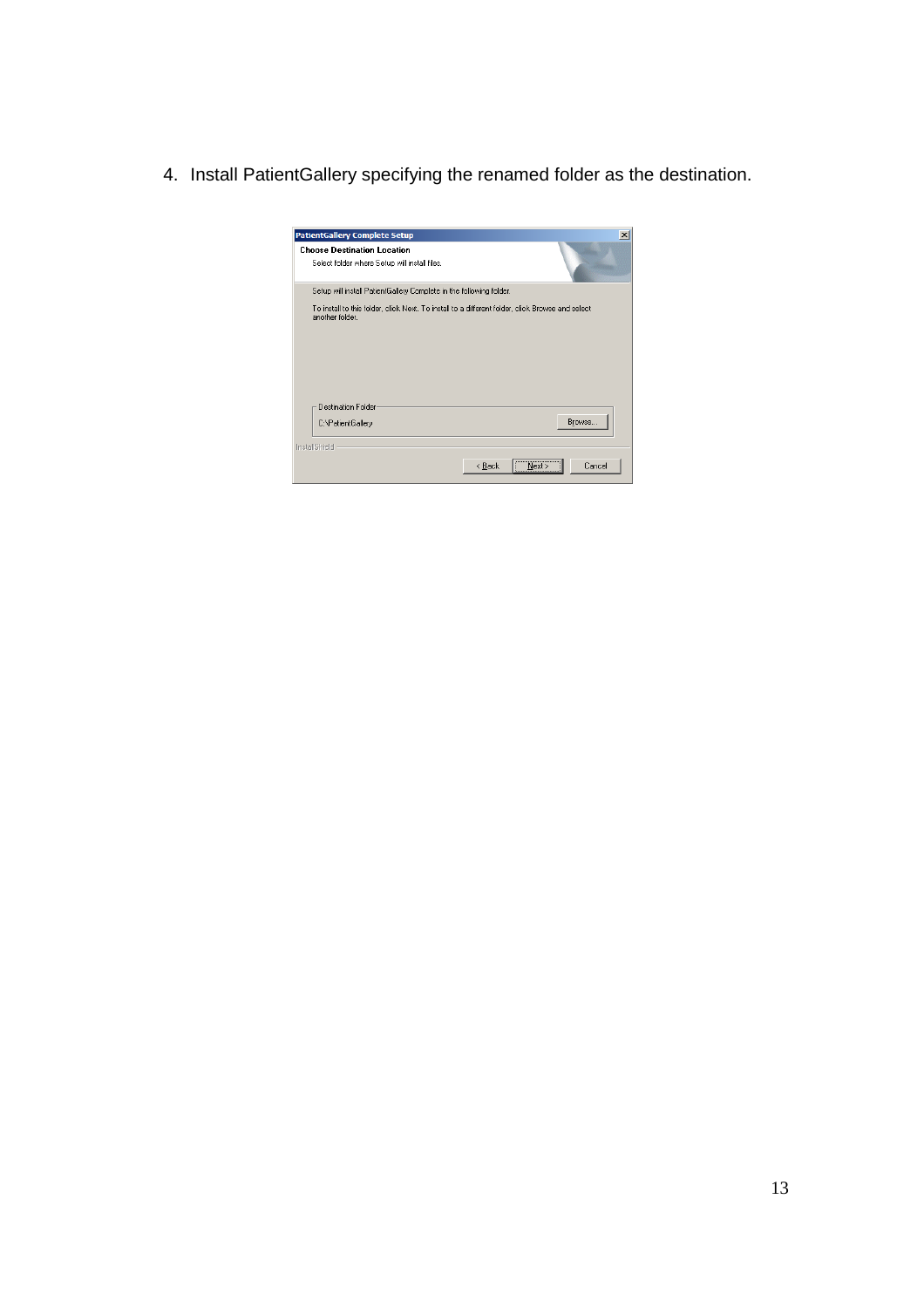4. Install PatientGallery specifying the renamed folder as the destination.